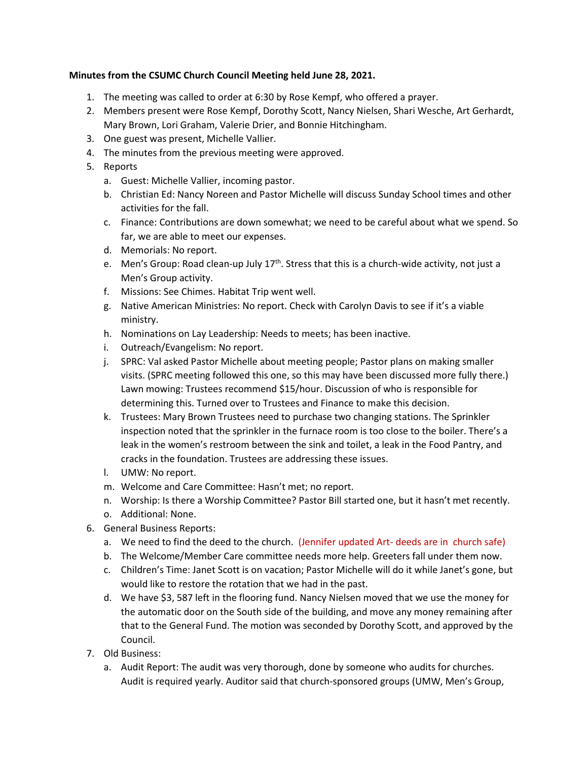**Minutes from the CSUMC Church Council Meeting held June 28, 2021.**

1. The meeting was called to order at 6:30 by Rose Kempf, who offered a prayer.
2. Members present were Rose Kempf, Dorothy Scott, Nancy Nielsen, Shari Wesche, Art Gerhardt, Mary Brown, Lori Graham, Valerie Drier, and Bonnie Hitchingham.
3. One guest was present, Michelle Vallier.
4. The minutes from the previous meeting were approved.
5. Reports
   a. Guest: Michelle Vallier, incoming pastor.
   b. Christian Ed: Nancy Noreen and Pastor Michelle will discuss Sunday School times and other activities for the fall.
   c. Finance: Contributions are down somewhat; we need to be careful about what we spend. So far, we are able to meet our expenses.
   d. Memorials: No report.
   e. Men's Group: Road clean-up July 17th. Stress that this is a church-wide activity, not just a Men's Group activity.
   f. Missions: See Chimes. Habitat Trip went well.
   g. Native American Ministries: No report. Check with Carolyn Davis to see if it's a viable ministry.
   h. Nominations on Lay Leadership: Needs to meets; has been inactive.
   i. Outreach/Evangelism: No report.
   j. SPRC: Val asked Pastor Michelle about meeting people; Pastor plans on making smaller visits. (SPRC meeting followed this one, so this may have been discussed more fully there.) Lawn mowing: Trustees recommend $15/hour. Discussion of who is responsible for determining this. Turned over to Trustees and Finance to make this decision.
   k. Trustees: Mary Brown Trustees need to purchase two changing stations. The Sprinkler inspection noted that the sprinkler in the furnace room is too close to the boiler. There's a leak in the women's restroom between the sink and toilet, a leak in the Food Pantry, and cracks in the foundation. Trustees are addressing these issues.
   l. UMW: No report.
   m. Welcome and Care Committee: Hasn't met; no report.
   n. Worship: Is there a Worship Committee? Pastor Bill started one, but it hasn't met recently.
   o. Additional: None.
6. General Business Reports:
   a. We need to find the deed to the church. (Jennifer updated Art- deeds are in church safe)
   b. The Welcome/Member Care committee needs more help. Greeters fall under them now.
   c. Children's Time: Janet Scott is on vacation; Pastor Michelle will do it while Janet's gone, but would like to restore the rotation that we had in the past.
   d. We have $3, 587 left in the flooring fund. Nancy Nielsen moved that we use the money for the automatic door on the South side of the building, and move any money remaining after that to the General Fund. The motion was seconded by Dorothy Scott, and approved by the Council.
7. Old Business:
   a. Audit Report: The audit was very thorough, done by someone who audits for churches. Audit is required yearly. Auditor said that church-sponsored groups (UMW, Men's Group,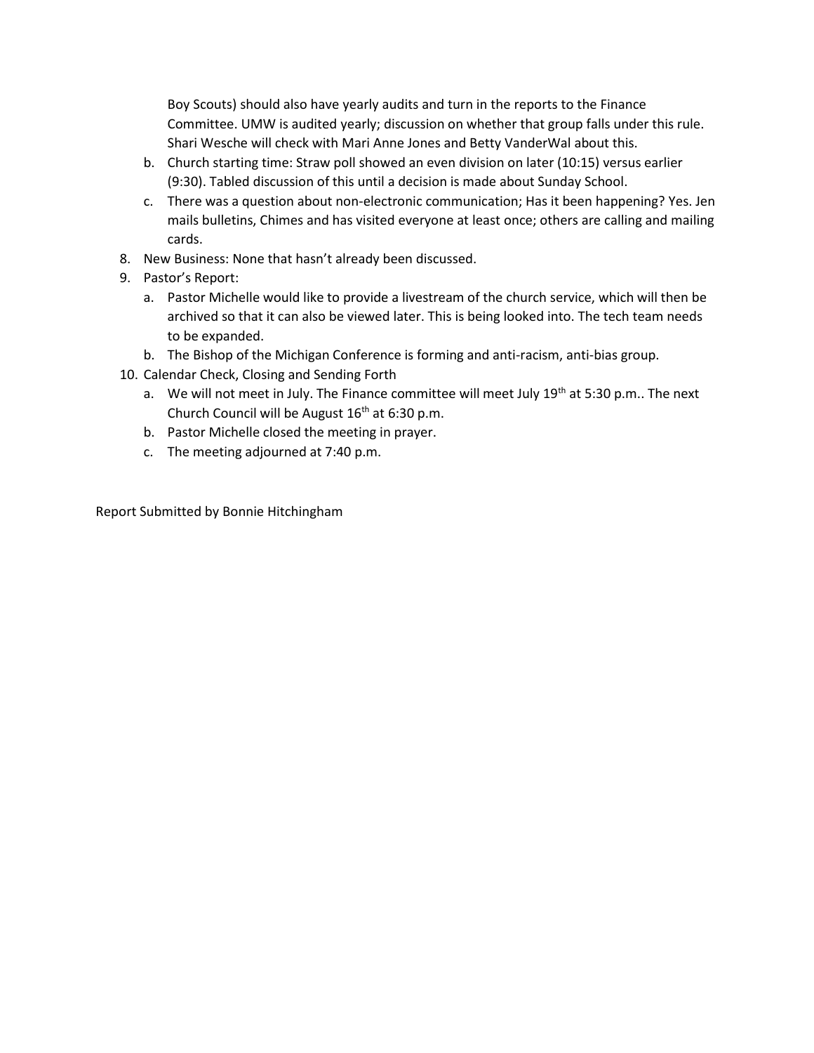Boy Scouts) should also have yearly audits and turn in the reports to the Finance Committee. UMW is audited yearly; discussion on whether that group falls under this rule. Shari Wesche will check with Mari Anne Jones and Betty VanderWal about this.

   b. Church starting time: Straw poll showed an even division on later (10:15) versus earlier (9:30). Tabled discussion of this until a decision is made about Sunday School.
   c. There was a question about non-electronic communication; Has it been happening? Yes. Jen mails bulletins, Chimes and has visited everyone at least once; others are calling and mailing cards.

8. New Business: None that hasn't already been discussed.
9. Pastor's Report:
   a. Pastor Michelle would like to provide a livestream of the church service, which will then be archived so that it can also be viewed later. This is being looked into. The tech team needs to be expanded.
   b. The Bishop of the Michigan Conference is forming and anti-racism, anti-bias group.
10. Calendar Check, Closing and Sending Forth
    a. We will not meet in July. The Finance committee will meet July 19th at 5:30 p.m.. The next Church Council will be August 16th at 6:30 p.m.
    b. Pastor Michelle closed the meeting in prayer.
    c. The meeting adjourned at 7:40 p.m.

Report Submitted by Bonnie Hitchingham